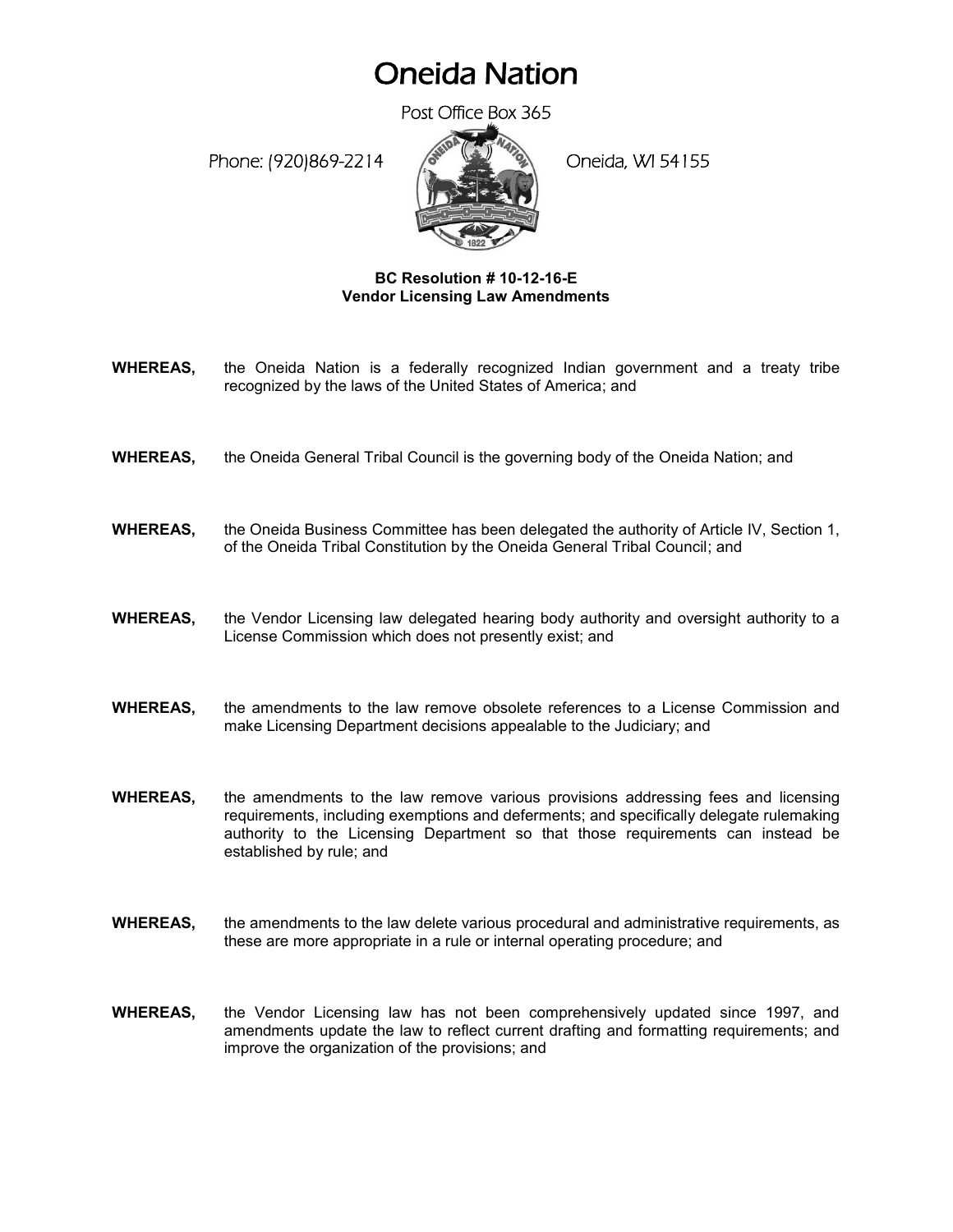# Oneida Nation

Post Office Box 365

Phone: (920)869-2214 Oneida, WI 54155

**BC Resolution # 10-12-16-E**
**Vendor Licensing Law Amendments**

**WHEREAS,** the Oneida Nation is a federally recognized Indian government and a treaty tribe recognized by the laws of the United States of America; and

**WHEREAS,** the Oneida General Tribal Council is the governing body of the Oneida Nation; and

**WHEREAS,** the Oneida Business Committee has been delegated the authority of Article IV, Section 1, of the Oneida Tribal Constitution by the Oneida General Tribal Council; and

**WHEREAS,** the Vendor Licensing law delegated hearing body authority and oversight authority to a License Commission which does not presently exist; and

**WHEREAS,** the amendments to the law remove obsolete references to a License Commission and make Licensing Department decisions appealable to the Judiciary; and

**WHEREAS,** the amendments to the law remove various provisions addressing fees and licensing requirements, including exemptions and deferments; and specifically delegate rulemaking authority to the Licensing Department so that those requirements can instead be established by rule; and

**WHEREAS,** the amendments to the law delete various procedural and administrative requirements, as these are more appropriate in a rule or internal operating procedure; and

**WHEREAS,** the Vendor Licensing law has not been comprehensively updated since 1997, and amendments update the law to reflect current drafting and formatting requirements; and improve the organization of the provisions; and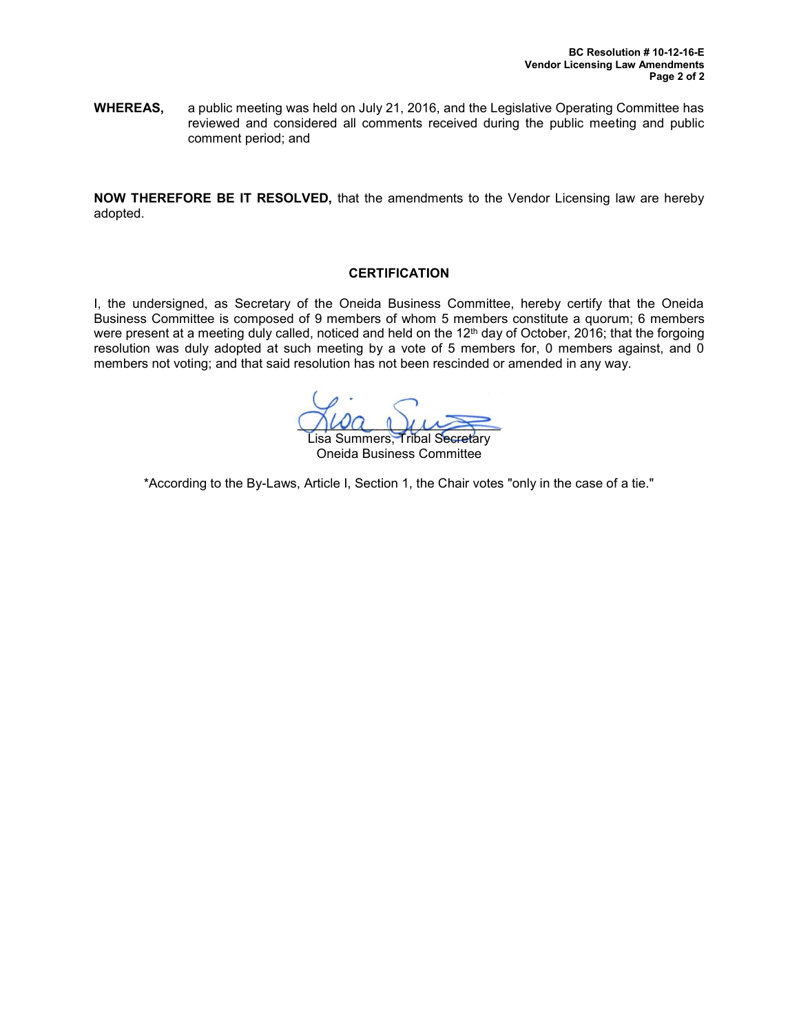**WHEREAS,** a public meeting was held on July 21, 2016, and the Legislative Operating Committee has reviewed and considered all comments received during the public meeting and public comment period; and

**NOW THEREFORE BE IT RESOLVED,** that the amendments to the Vendor Licensing law are hereby adopted.

## CERTIFICATION

I, the undersigned, as Secretary of the Oneida Business Committee, hereby certify that the Oneida Business Committee is composed of 9 members of whom 5 members constitute a quorum; 6 members were present at a meeting duly called, noticed and held on the 12th day of October, 2016; that the forgoing resolution was duly adopted at such meeting by a vote of 5 members for, 0 members against, and 0 members not voting; and that said resolution has not been rescinded or amended in any way.

Lisa Summers, Tribal Secretary
Oneida Business Committee

*According to the By-Laws, Article I, Section 1, the Chair votes "only in the case of a tie."